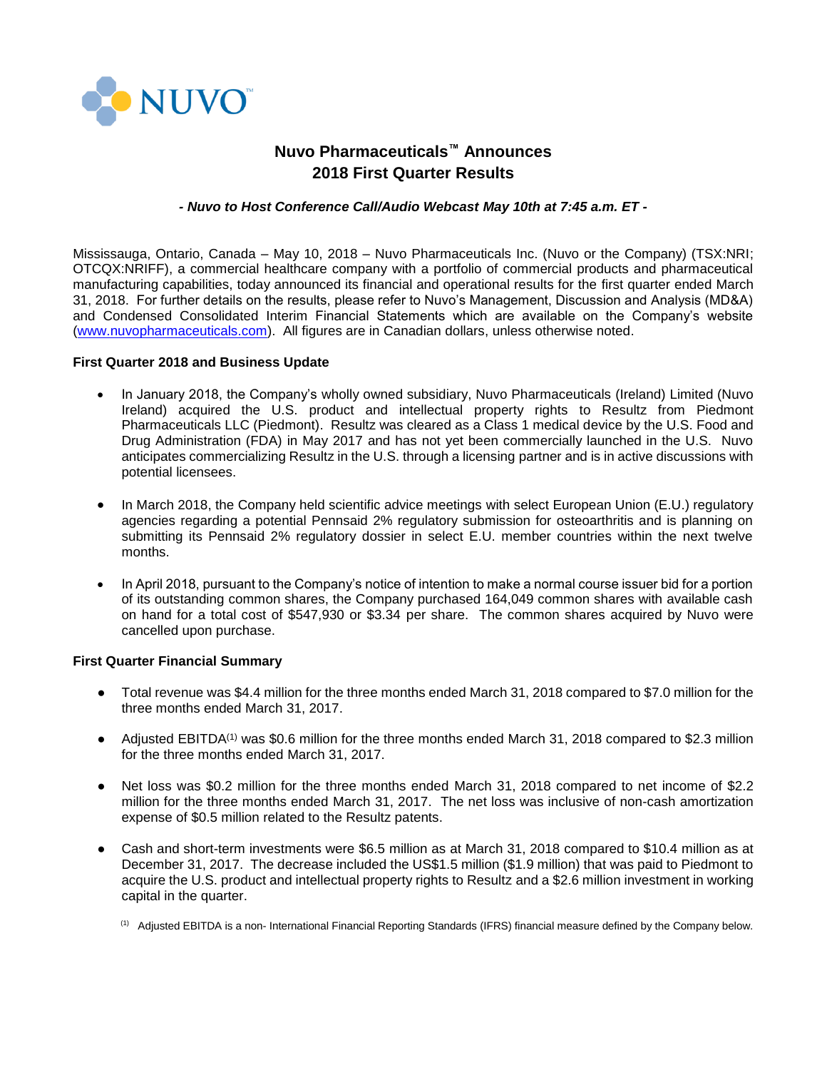NUVO™

# Nuvo Pharmaceuticals™ Announces 2018 First Quarter Results

***- Nuvo to Host Conference Call/Audio Webcast May 10th at 7:45 a.m. ET -***

Mississauga, Ontario, Canada – May 10, 2018 – Nuvo Pharmaceuticals Inc. (Nuvo or the Company) (TSX:NRI; OTCQX:NRIFF), a commercial healthcare company with a portfolio of commercial products and pharmaceutical manufacturing capabilities, today announced its financial and operational results for the first quarter ended March 31, 2018. For further details on the results, please refer to Nuvo's Management, Discussion and Analysis (MD&A) and Condensed Consolidated Interim Financial Statements which are available on the Company's website (www.nuvopharmaceuticals.com). All figures are in Canadian dollars, unless otherwise noted.

**First Quarter 2018 and Business Update**

- In January 2018, the Company's wholly owned subsidiary, Nuvo Pharmaceuticals (Ireland) Limited (Nuvo Ireland) acquired the U.S. product and intellectual property rights to Resultz from Piedmont Pharmaceuticals LLC (Piedmont). Resultz was cleared as a Class 1 medical device by the U.S. Food and Drug Administration (FDA) in May 2017 and has not yet been commercially launched in the U.S. Nuvo anticipates commercializing Resultz in the U.S. through a licensing partner and is in active discussions with potential licensees.
- In March 2018, the Company held scientific advice meetings with select European Union (E.U.) regulatory agencies regarding a potential Pennsaid 2% regulatory submission for osteoarthritis and is planning on submitting its Pennsaid 2% regulatory dossier in select E.U. member countries within the next twelve months.
- In April 2018, pursuant to the Company's notice of intention to make a normal course issuer bid for a portion of its outstanding common shares, the Company purchased 164,049 common shares with available cash on hand for a total cost of $547,930 or $3.34 per share. The common shares acquired by Nuvo were cancelled upon purchase.

**First Quarter Financial Summary**

- Total revenue was $4.4 million for the three months ended March 31, 2018 compared to $7.0 million for the three months ended March 31, 2017.
- Adjusted EBITDA[(1)] was $0.6 million for the three months ended March 31, 2018 compared to $2.3 million for the three months ended March 31, 2017.
- Net loss was $0.2 million for the three months ended March 31, 2018 compared to net income of $2.2 million for the three months ended March 31, 2017. The net loss was inclusive of non-cash amortization expense of $0.5 million related to the Resultz patents.
- Cash and short-term investments were $6.5 million as at March 31, 2018 compared to $10.4 million as at December 31, 2017. The decrease included the US$1.5 million ($1.9 million) that was paid to Piedmont to acquire the U.S. product and intellectual property rights to Resultz and a $2.6 million investment in working capital in the quarter.

[(1)] Adjusted EBITDA is a non- International Financial Reporting Standards (IFRS) financial measure defined by the Company below.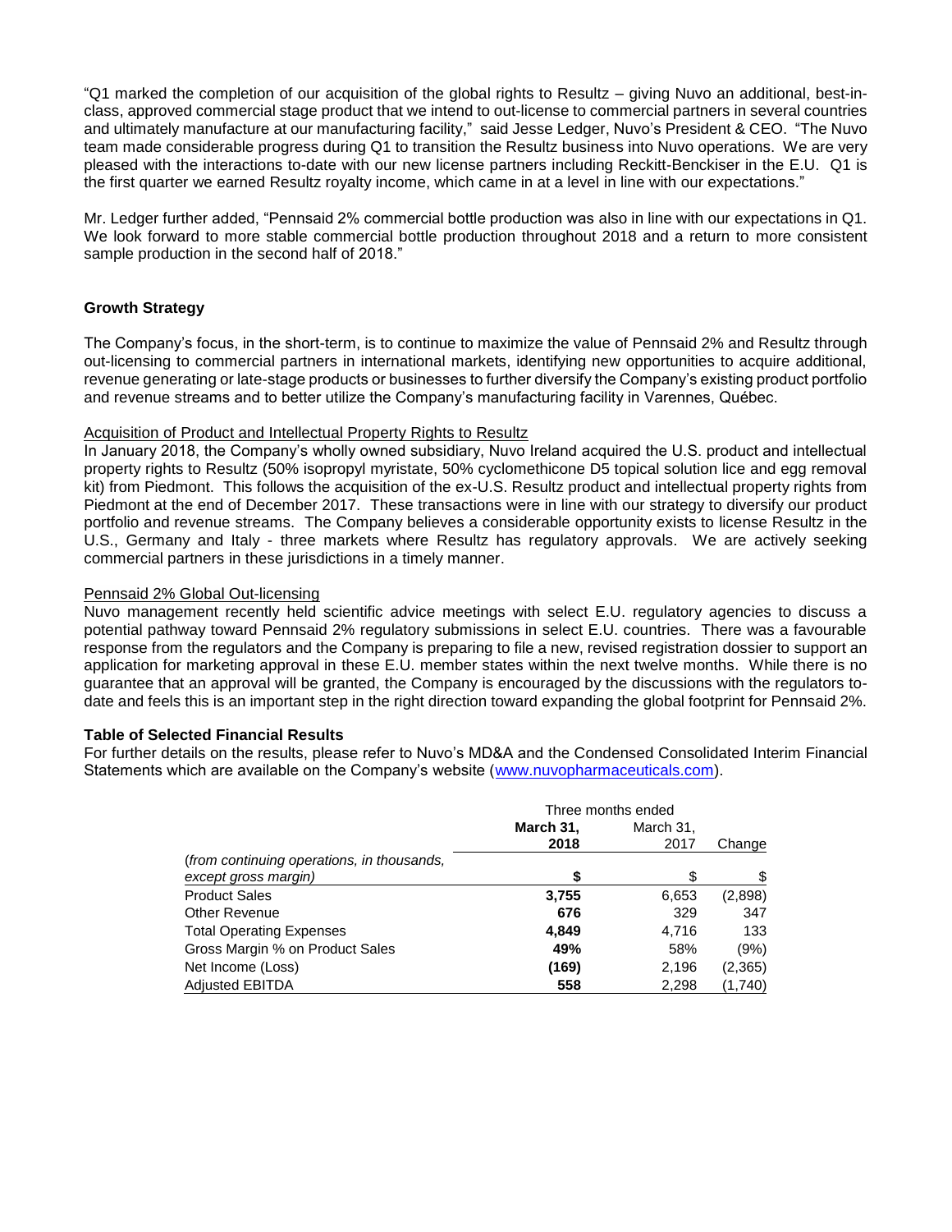"Q1 marked the completion of our acquisition of the global rights to Resultz – giving Nuvo an additional, best-in-class, approved commercial stage product that we intend to out-license to commercial partners in several countries and ultimately manufacture at our manufacturing facility," said Jesse Ledger, Nuvo's President & CEO. "The Nuvo team made considerable progress during Q1 to transition the Resultz business into Nuvo operations. We are very pleased with the interactions to-date with our new license partners including Reckitt-Benckiser in the E.U. Q1 is the first quarter we earned Resultz royalty income, which came in at a level in line with our expectations."

Mr. Ledger further added, "Pennsaid 2% commercial bottle production was also in line with our expectations in Q1. We look forward to more stable commercial bottle production throughout 2018 and a return to more consistent sample production in the second half of 2018."

## Growth Strategy

The Company's focus, in the short-term, is to continue to maximize the value of Pennsaid 2% and Resultz through out-licensing to commercial partners in international markets, identifying new opportunities to acquire additional, revenue generating or late-stage products or businesses to further diversify the Company's existing product portfolio and revenue streams and to better utilize the Company's manufacturing facility in Varennes, Québec.

### Acquisition of Product and Intellectual Property Rights to Resultz

In January 2018, the Company's wholly owned subsidiary, Nuvo Ireland acquired the U.S. product and intellectual property rights to Resultz (50% isopropyl myristate, 50% cyclomethicone D5 topical solution lice and egg removal kit) from Piedmont. This follows the acquisition of the ex-U.S. Resultz product and intellectual property rights from Piedmont at the end of December 2017. These transactions were in line with our strategy to diversify our product portfolio and revenue streams. The Company believes a considerable opportunity exists to license Resultz in the U.S., Germany and Italy - three markets where Resultz has regulatory approvals. We are actively seeking commercial partners in these jurisdictions in a timely manner.

### Pennsaid 2% Global Out-licensing

Nuvo management recently held scientific advice meetings with select E.U. regulatory agencies to discuss a potential pathway toward Pennsaid 2% regulatory submissions in select E.U. countries. There was a favourable response from the regulators and the Company is preparing to file a new, revised registration dossier to support an application for marketing approval in these E.U. member states within the next twelve months. While there is no guarantee that an approval will be granted, the Company is encouraged by the discussions with the regulators to-date and feels this is an important step in the right direction toward expanding the global footprint for Pennsaid 2%.

## Table of Selected Financial Results

For further details on the results, please refer to Nuvo's MD&A and the Condensed Consolidated Interim Financial Statements which are available on the Company's website (www.nuvopharmaceuticals.com).

| | Three months ended | | |
|---|---|---|---|
| | **March 31, 2018** | March 31, 2017 | Change |
| *(from continuing operations, in thousands, except gross margin)* | **$** | $ | $ |
| Product Sales | **3,755** | 6,653 | (2,898) |
| Other Revenue | **676** | 329 | 347 |
| Total Operating Expenses | **4,849** | 4,716 | 133 |
| Gross Margin % on Product Sales | **49%** | 58% | (9%) |
| Net Income (Loss) | **(169)** | 2,196 | (2,365) |
| Adjusted EBITDA | **558** | 2,298 | (1,740) |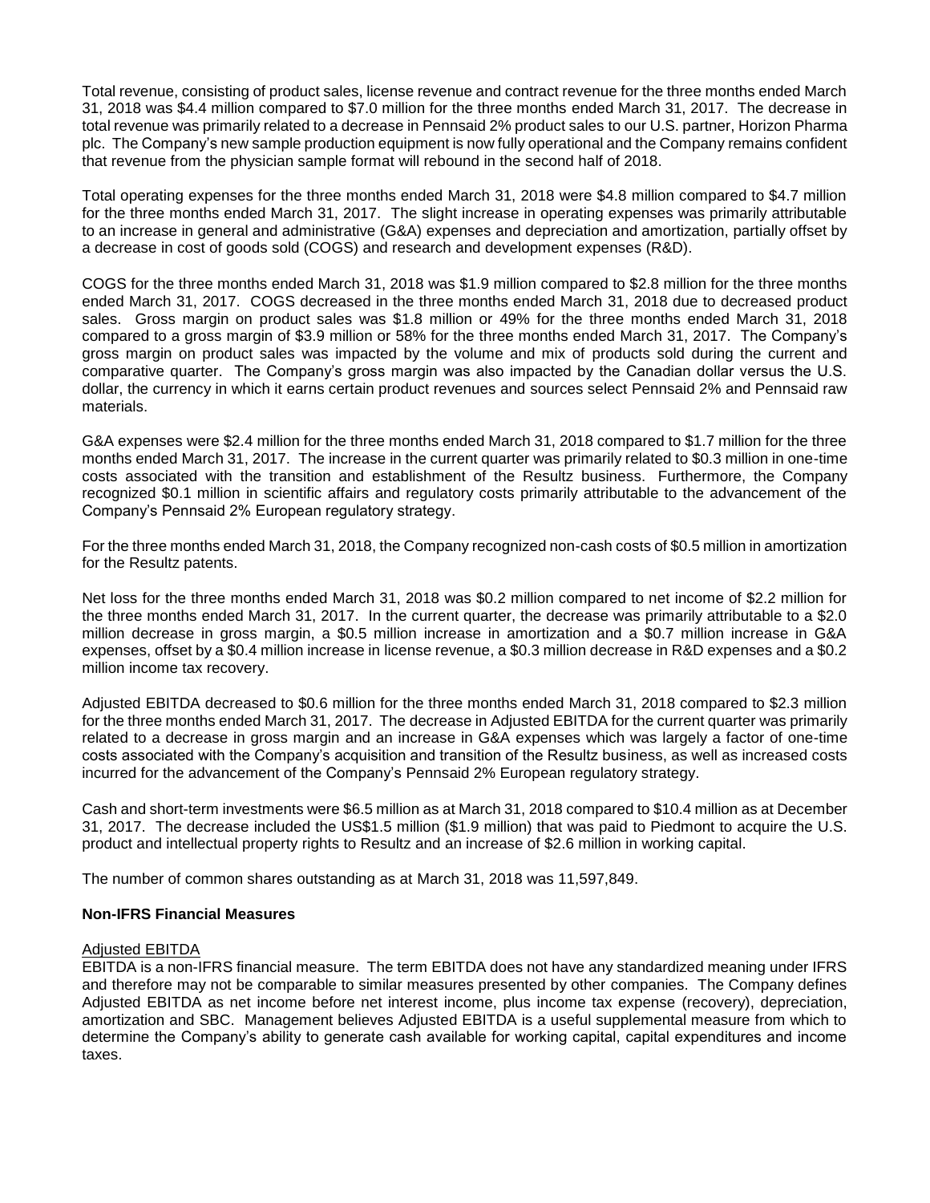Total revenue, consisting of product sales, license revenue and contract revenue for the three months ended March 31, 2018 was $4.4 million compared to $7.0 million for the three months ended March 31, 2017. The decrease in total revenue was primarily related to a decrease in Pennsaid 2% product sales to our U.S. partner, Horizon Pharma plc. The Company's new sample production equipment is now fully operational and the Company remains confident that revenue from the physician sample format will rebound in the second half of 2018.

Total operating expenses for the three months ended March 31, 2018 were $4.8 million compared to $4.7 million for the three months ended March 31, 2017. The slight increase in operating expenses was primarily attributable to an increase in general and administrative (G&A) expenses and depreciation and amortization, partially offset by a decrease in cost of goods sold (COGS) and research and development expenses (R&D).

COGS for the three months ended March 31, 2018 was $1.9 million compared to $2.8 million for the three months ended March 31, 2017. COGS decreased in the three months ended March 31, 2018 due to decreased product sales. Gross margin on product sales was $1.8 million or 49% for the three months ended March 31, 2018 compared to a gross margin of $3.9 million or 58% for the three months ended March 31, 2017. The Company's gross margin on product sales was impacted by the volume and mix of products sold during the current and comparative quarter. The Company's gross margin was also impacted by the Canadian dollar versus the U.S. dollar, the currency in which it earns certain product revenues and sources select Pennsaid 2% and Pennsaid raw materials.

G&A expenses were $2.4 million for the three months ended March 31, 2018 compared to $1.7 million for the three months ended March 31, 2017. The increase in the current quarter was primarily related to $0.3 million in one-time costs associated with the transition and establishment of the Resultz business. Furthermore, the Company recognized $0.1 million in scientific affairs and regulatory costs primarily attributable to the advancement of the Company's Pennsaid 2% European regulatory strategy.

For the three months ended March 31, 2018, the Company recognized non-cash costs of $0.5 million in amortization for the Resultz patents.

Net loss for the three months ended March 31, 2018 was $0.2 million compared to net income of $2.2 million for the three months ended March 31, 2017. In the current quarter, the decrease was primarily attributable to a $2.0 million decrease in gross margin, a $0.5 million increase in amortization and a $0.7 million increase in G&A expenses, offset by a $0.4 million increase in license revenue, a $0.3 million decrease in R&D expenses and a $0.2 million income tax recovery.

Adjusted EBITDA decreased to $0.6 million for the three months ended March 31, 2018 compared to $2.3 million for the three months ended March 31, 2017. The decrease in Adjusted EBITDA for the current quarter was primarily related to a decrease in gross margin and an increase in G&A expenses which was largely a factor of one-time costs associated with the Company's acquisition and transition of the Resultz business, as well as increased costs incurred for the advancement of the Company's Pennsaid 2% European regulatory strategy.

Cash and short-term investments were $6.5 million as at March 31, 2018 compared to $10.4 million as at December 31, 2017. The decrease included the US$1.5 million ($1.9 million) that was paid to Piedmont to acquire the U.S. product and intellectual property rights to Resultz and an increase of $2.6 million in working capital.

The number of common shares outstanding as at March 31, 2018 was 11,597,849.

**Non-IFRS Financial Measures**

Adjusted EBITDA

EBITDA is a non-IFRS financial measure. The term EBITDA does not have any standardized meaning under IFRS and therefore may not be comparable to similar measures presented by other companies. The Company defines Adjusted EBITDA as net income before net interest income, plus income tax expense (recovery), depreciation, amortization and SBC. Management believes Adjusted EBITDA is a useful supplemental measure from which to determine the Company's ability to generate cash available for working capital, capital expenditures and income taxes.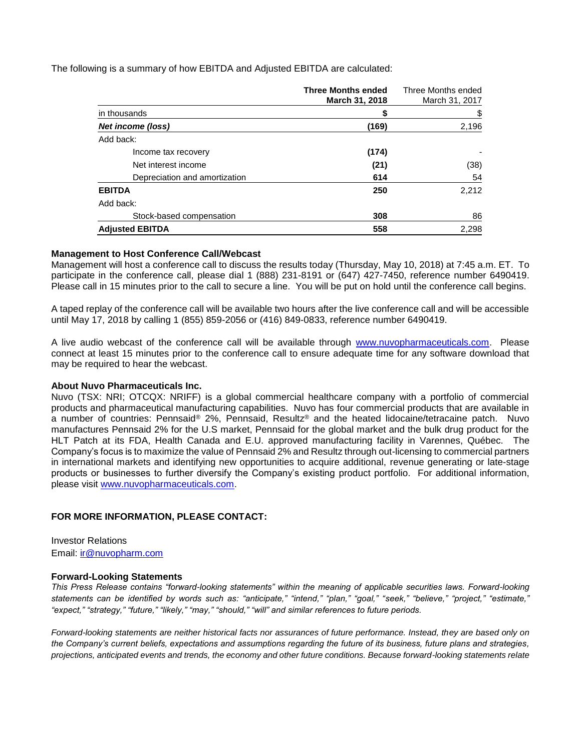The following is a summary of how EBITDA and Adjusted EBITDA are calculated:

| | **Three Months ended March 31, 2018** | Three Months ended March 31, 2017 |
|---|---|---|
| in thousands | **$** | $ |
| ***Net income (loss)*** | **(169)** | 2,196 |
| Add back: | | |
| Income tax recovery | **(174)** | - |
| Net interest income | **(21)** | (38) |
| Depreciation and amortization | **614** | 54 |
| **EBITDA** | **250** | 2,212 |
| Add back: | | |
| Stock-based compensation | **308** | 86 |
| **Adjusted EBITDA** | **558** | 2,298 |

**Management to Host Conference Call/Webcast**

Management will host a conference call to discuss the results today (Thursday, May 10, 2018) at 7:45 a.m. ET. To participate in the conference call, please dial 1 (888) 231-8191 or (647) 427-7450, reference number 6490419. Please call in 15 minutes prior to the call to secure a line. You will be put on hold until the conference call begins.

A taped replay of the conference call will be available two hours after the live conference call and will be accessible until May 17, 2018 by calling 1 (855) 859-2056 or (416) 849-0833, reference number 6490419.

A live audio webcast of the conference call will be available through www.nuvopharmaceuticals.com. Please connect at least 15 minutes prior to the conference call to ensure adequate time for any software download that may be required to hear the webcast.

**About Nuvo Pharmaceuticals Inc.**

Nuvo (TSX: NRI; OTCQX: NRIFF) is a global commercial healthcare company with a portfolio of commercial products and pharmaceutical manufacturing capabilities. Nuvo has four commercial products that are available in a number of countries: Pennsaid® 2%, Pennsaid, Resultz® and the heated lidocaine/tetracaine patch. Nuvo manufactures Pennsaid 2% for the U.S market, Pennsaid for the global market and the bulk drug product for the HLT Patch at its FDA, Health Canada and E.U. approved manufacturing facility in Varennes, Québec. The Company's focus is to maximize the value of Pennsaid 2% and Resultz through out-licensing to commercial partners in international markets and identifying new opportunities to acquire additional, revenue generating or late-stage products or businesses to further diversify the Company's existing product portfolio. For additional information, please visit www.nuvopharmaceuticals.com.

**FOR MORE INFORMATION, PLEASE CONTACT:**

Investor Relations
Email: ir@nuvopharm.com

**Forward-Looking Statements**

*This Press Release contains "forward-looking statements" within the meaning of applicable securities laws. Forward-looking statements can be identified by words such as: "anticipate," "intend," "plan," "goal," "seek," "believe," "project," "estimate," "expect," "strategy," "future," "likely," "may," "should," "will" and similar references to future periods.*

*Forward-looking statements are neither historical facts nor assurances of future performance. Instead, they are based only on the Company's current beliefs, expectations and assumptions regarding the future of its business, future plans and strategies, projections, anticipated events and trends, the economy and other future conditions. Because forward-looking statements relate*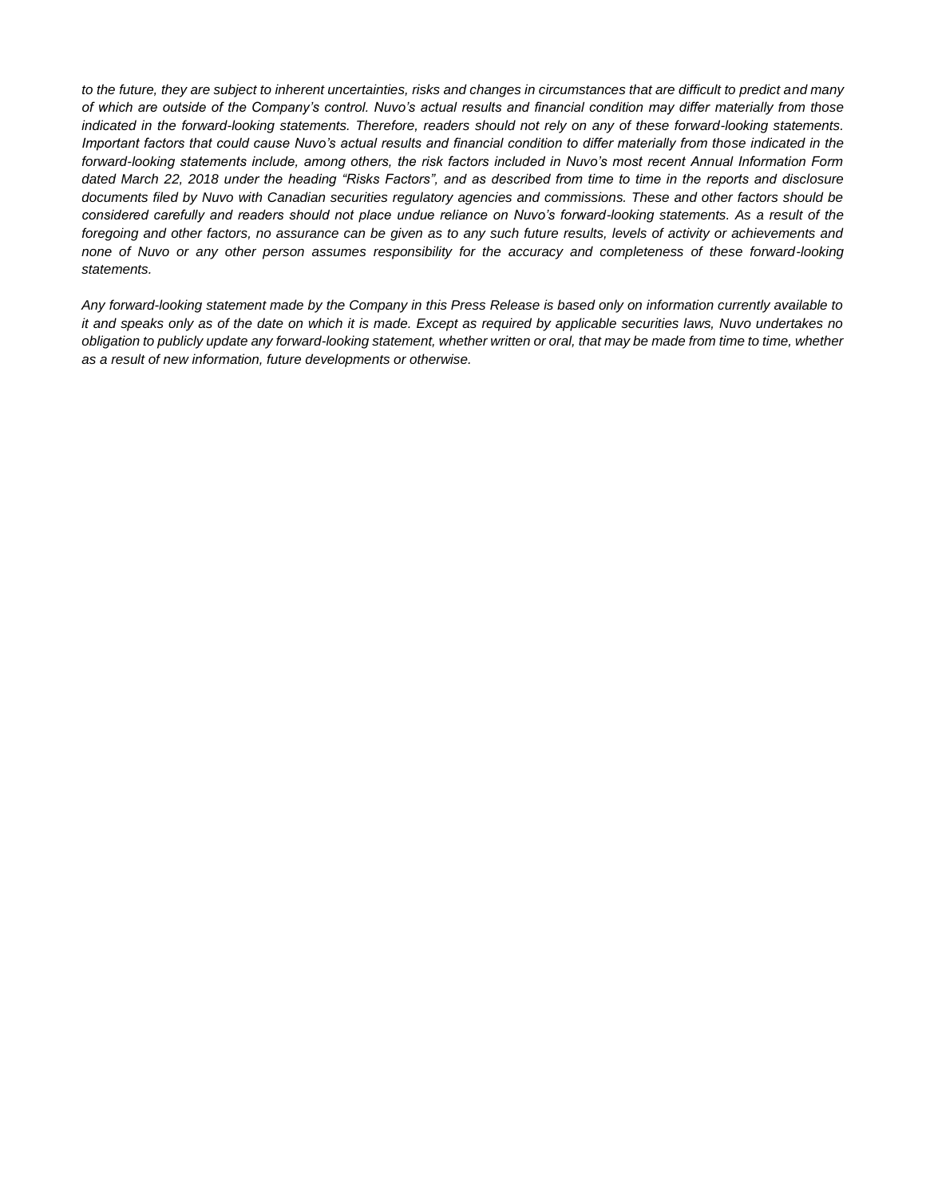*to the future, they are subject to inherent uncertainties, risks and changes in circumstances that are difficult to predict and many of which are outside of the Company's control. Nuvo's actual results and financial condition may differ materially from those indicated in the forward-looking statements. Therefore, readers should not rely on any of these forward-looking statements. Important factors that could cause Nuvo's actual results and financial condition to differ materially from those indicated in the forward-looking statements include, among others, the risk factors included in Nuvo's most recent Annual Information Form dated March 22, 2018 under the heading "Risks Factors", and as described from time to time in the reports and disclosure documents filed by Nuvo with Canadian securities regulatory agencies and commissions. These and other factors should be considered carefully and readers should not place undue reliance on Nuvo's forward-looking statements. As a result of the foregoing and other factors, no assurance can be given as to any such future results, levels of activity or achievements and none of Nuvo or any other person assumes responsibility for the accuracy and completeness of these forward-looking statements.*

*Any forward-looking statement made by the Company in this Press Release is based only on information currently available to it and speaks only as of the date on which it is made. Except as required by applicable securities laws, Nuvo undertakes no obligation to publicly update any forward-looking statement, whether written or oral, that may be made from time to time, whether as a result of new information, future developments or otherwise.*